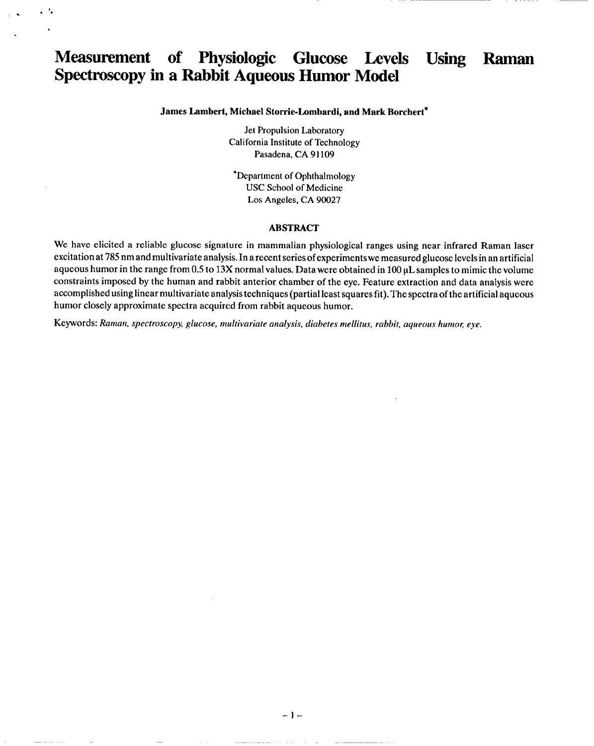# Measurement of Physiologic Glucose Levels Using Raman Spectroscopy in a Rabbit Aqueous Humor Model

**James Lambert, Michael Storrie-Lombardi, and Mark Borchert***

Jet Propulsion Laboratory
California Institute of Technology
Pasadena, CA 91109

*Department of Ophthalmology
USC School of Medicine
Los Angeles, CA 90027

## ABSTRACT

We have elicited a reliable glucose signature in mammalian physiological ranges using near infrared Raman laser excitation at 785 nm and multivariate analysis. In a recent series of experiments we measured glucose levels in an artificial aqueous humor in the range from 0.5 to 13X normal values. Data were obtained in 100 μL samples to mimic the volume constraints imposed by the human and rabbit anterior chamber of the eye. Feature extraction and data analysis were accomplished using linear multivariate analysis techniques (partial least squares fit). The spectra of the artificial aqueous humor closely approximate spectra acquired from rabbit aqueous humor.

Keywords: *Raman, spectroscopy, glucose, multivariate analysis, diabetes mellitus, rabbit, aqueous humor, eye.*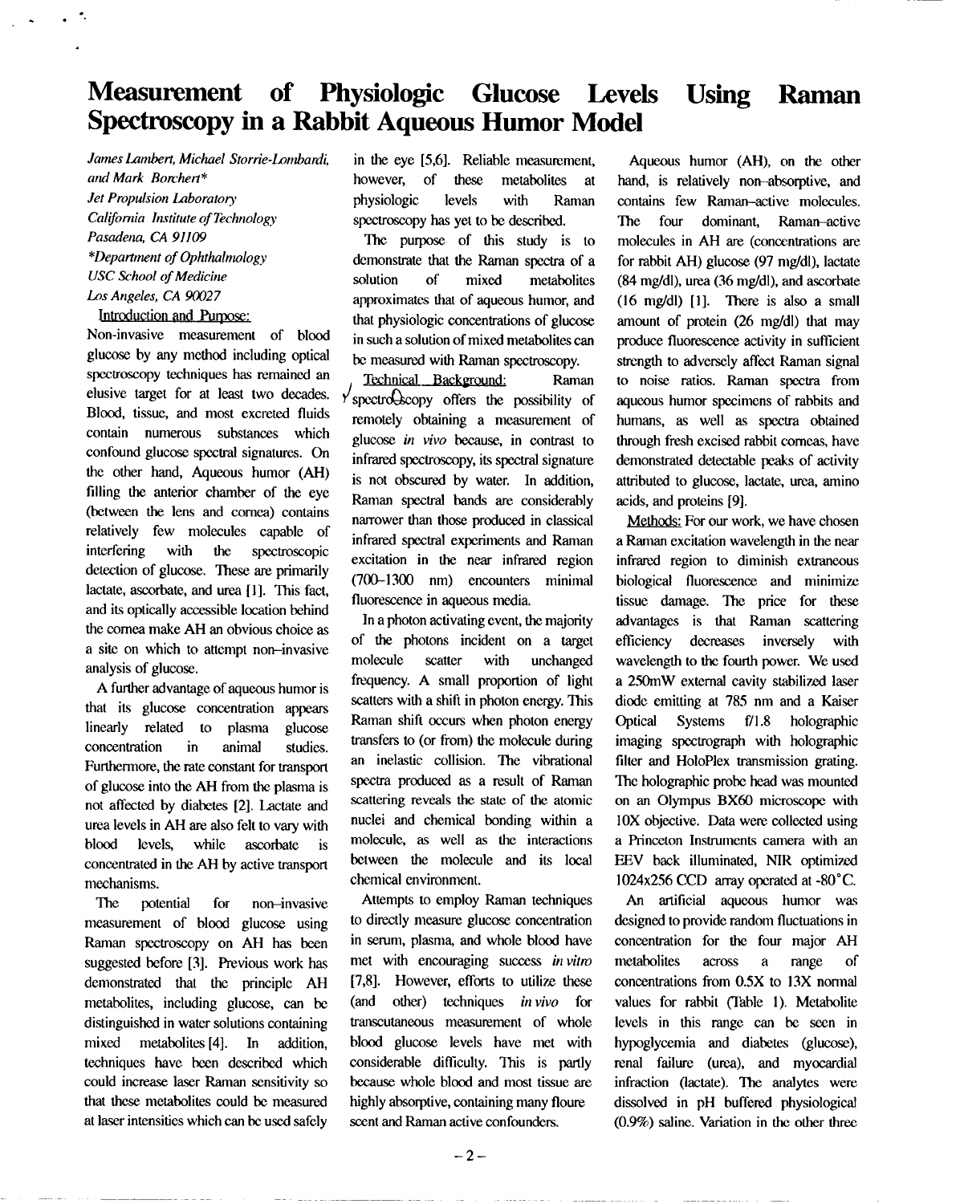# Measurement of Physiologic Glucose Levels Using Raman Spectroscopy in a Rabbit Aqueous Humor Model

*James Lambert, Michael Storrie-Lombardi, and Mark Borchert\**
*Jet Propulsion Laboratory*
*California Institute of Technology*
*Pasadena, CA 91109*
*\*Department of Ophthalmology*
*USC School of Medicine*
*Los Angeles, CA 90027*

## Introduction and Purpose:

Non-invasive measurement of blood glucose by any method including optical spectroscopy techniques has remained an elusive target for at least two decades. Blood, tissue, and most excreted fluids contain numerous substances which confound glucose spectral signatures. On the other hand, Aqueous humor (AH) filling the anterior chamber of the eye (between the lens and cornea) contains relatively few molecules capable of interfering with the spectroscopic detection of glucose. These are primarily lactate, ascorbate, and urea [1]. This fact, and its optically accessible location behind the cornea make AH an obvious choice as a site on which to attempt non-invasive analysis of glucose.

A further advantage of aqueous humor is that its glucose concentration appears linearly related to plasma glucose concentration in animal studies. Furthermore, the rate constant for transport of glucose into the AH from the plasma is not affected by diabetes [2]. Lactate and urea levels in AH are also felt to vary with blood levels, while ascorbate is concentrated in the AH by active transport mechanisms.

The potential for non-invasive measurement of blood glucose using Raman spectroscopy on AH has been suggested before [3]. Previous work has demonstrated that the principle AH metabolites, including glucose, can be distinguished in water solutions containing mixed metabolites [4]. In addition, techniques have been described which could increase laser Raman sensitivity so that these metabolites could be measured at laser intensities which can be used safely in the eye [5,6]. Reliable measurement, however, of these metabolites at physiologic levels with Raman spectroscopy has yet to be described.

The purpose of this study is to demonstrate that the Raman spectra of a solution of mixed metabolites approximates that of aqueous humor, and that physiologic concentrations of glucose in such a solution of mixed metabolites can be measured with Raman spectroscopy.

## Technical Background:

Raman spectroscopy offers the possibility of remotely obtaining a measurement of glucose *in vivo* because, in contrast to infrared spectroscopy, its spectral signature is not obscured by water. In addition, Raman spectral bands are considerably narrower than those produced in classical infrared spectral experiments and Raman excitation in the near infrared region (700–1300 nm) encounters minimal fluorescence in aqueous media.

In a photon activating event, the majority of the photons incident on a target molecule scatter with unchanged frequency. A small proportion of light scatters with a shift in photon energy. This Raman shift occurs when photon energy transfers to (or from) the molecule during an inelastic collision. The vibrational spectra produced as a result of Raman scattering reveals the state of the atomic nuclei and chemical bonding within a molecule, as well as the interactions between the molecule and its local chemical environment.

Attempts to employ Raman techniques to directly measure glucose concentration in serum, plasma, and whole blood have met with encouraging success *in vitro* [7,8]. However, efforts to utilize these (and other) techniques *in vivo* for transcutaneous measurement of whole blood glucose levels have met with considerable difficulty. This is partly because whole blood and most tissue are highly absorptive, containing many floure scent and Raman active confounders.

Aqueous humor (AH), on the other hand, is relatively non-absorptive, and contains few Raman-active molecules. The four dominant, Raman-active molecules in AH are (concentrations are for rabbit AH) glucose (97 mg/dl), lactate (84 mg/dl), urea (36 mg/dl), and ascorbate (16 mg/dl) [1]. There is also a small amount of protein (26 mg/dl) that may produce fluorescence activity in sufficient strength to adversely affect Raman signal to noise ratios. Raman spectra from aqueous humor specimens of rabbits and humans, as well as spectra obtained through fresh excised rabbit corneas, have demonstrated detectable peaks of activity attributed to glucose, lactate, urea, amino acids, and proteins [9].

## Methods:

For our work, we have chosen a Raman excitation wavelength in the near infrared region to diminish extraneous biological fluorescence and minimize tissue damage. The price for these advantages is that Raman scattering efficiency decreases inversely with wavelength to the fourth power. We used a 250mW external cavity stabilized laser diode emitting at 785 nm and a Kaiser Optical Systems f/1.8 holographic imaging spectrograph with holographic filter and HoloPlex transmission grating. The holographic probe head was mounted on an Olympus BX60 microscope with 10X objective. Data were collected using a Princeton Instruments camera with an EEV back illuminated, NIR optimized 1024x256 CCD array operated at -80°C.

An artificial aqueous humor was designed to provide random fluctuations in concentration for the four major AH metabolites across a range of concentrations from 0.5X to 13X normal values for rabbit (Table 1). Metabolite levels in this range can be seen in hypoglycemia and diabetes (glucose), renal failure (urea), and myocardial infraction (lactate). The analytes were dissolved in pH buffered physiological (0.9%) saline. Variation in the other three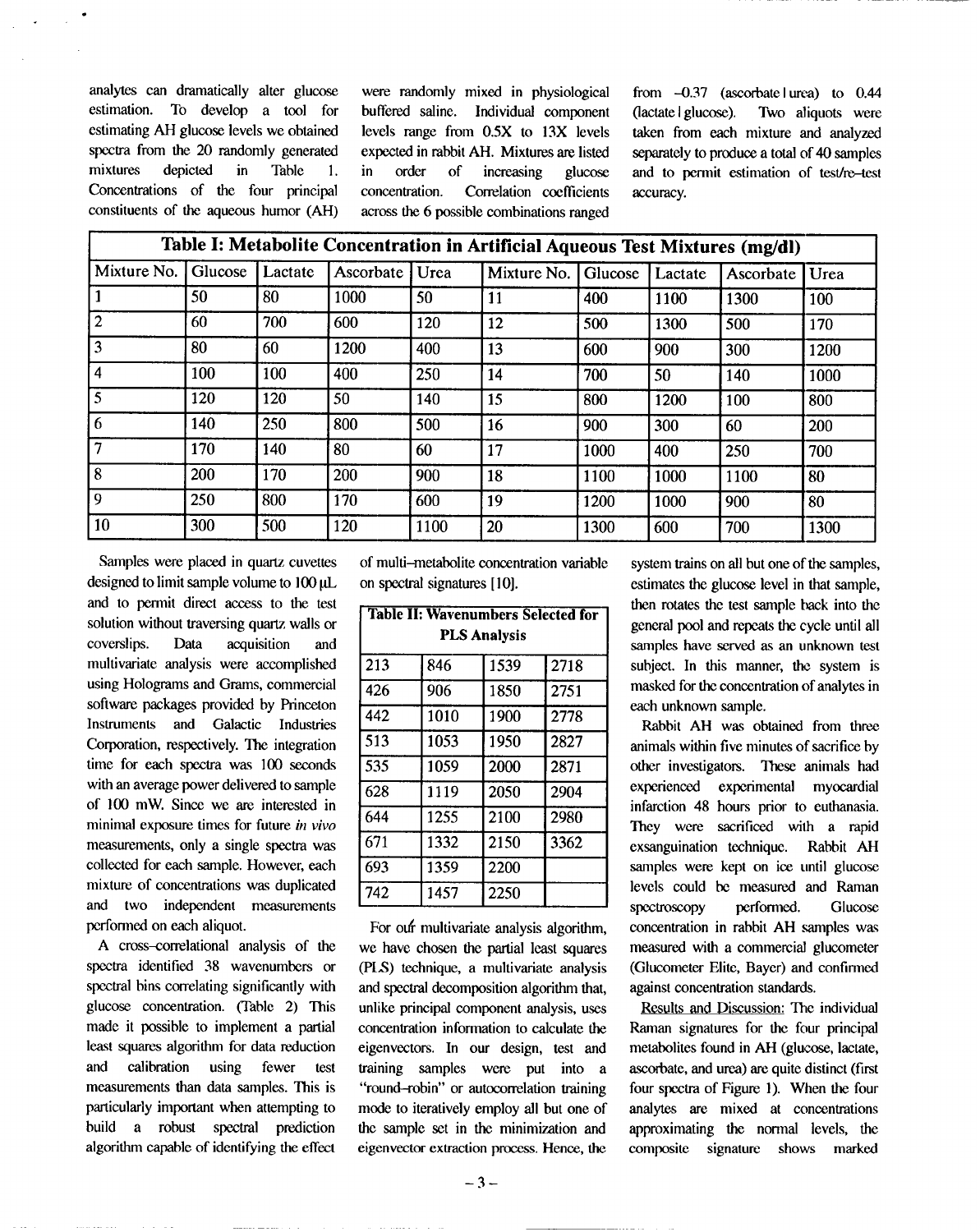analytes can dramatically alter glucose estimation. To develop a tool for estimating AH glucose levels we obtained spectra from the 20 randomly generated mixtures depicted in Table 1. Concentrations of the four principal constituents of the aqueous humor (AH) were randomly mixed in physiological buffered saline. Individual component levels range from 0.5X to 13X levels expected in rabbit AH. Mixtures are listed in order of increasing glucose concentration. Correlation coefficients across the 6 possible combinations ranged from –0.37 (ascorbate | urea) to 0.44 (lactate | glucose). Two aliquots were taken from each mixture and analyzed separately to produce a total of 40 samples and to permit estimation of test/re–test accuracy.

**Table I: Metabolite Concentration in Artificial Aqueous Test Mixtures (mg/dl)**

| Mixture No. | Glucose | Lactate | Ascorbate | Urea | Mixture No. | Glucose | Lactate | Ascorbate | Urea |
|---|---|---|---|---|---|---|---|---|---|
| 1 | 50 | 80 | 1000 | 50 | 11 | 400 | 1100 | 1300 | 100 |
| 2 | 60 | 700 | 600 | 120 | 12 | 500 | 1300 | 500 | 170 |
| 3 | 80 | 60 | 1200 | 400 | 13 | 600 | 900 | 300 | 1200 |
| 4 | 100 | 100 | 400 | 250 | 14 | 700 | 50 | 140 | 1000 |
| 5 | 120 | 120 | 50 | 140 | 15 | 800 | 1200 | 100 | 800 |
| 6 | 140 | 250 | 800 | 500 | 16 | 900 | 300 | 60 | 200 |
| 7 | 170 | 140 | 80 | 60 | 17 | 1000 | 400 | 250 | 700 |
| 8 | 200 | 170 | 200 | 900 | 18 | 1100 | 1000 | 1100 | 80 |
| 9 | 250 | 800 | 170 | 600 | 19 | 1200 | 1000 | 900 | 80 |
| 10 | 300 | 500 | 120 | 1100 | 20 | 1300 | 600 | 700 | 1300 |

Samples were placed in quartz cuvettes designed to limit sample volume to 100 μL and to permit direct access to the test solution without traversing quartz walls or coverslips. Data acquisition and multivariate analysis were accomplished using Holograms and Grams, commercial software packages provided by Princeton Instruments and Galactic Industries Corporation, respectively. The integration time for each spectra was 100 seconds with an average power delivered to sample of 100 mW. Since we are interested in minimal exposure times for future *in vivo* measurements, only a single spectra was collected for each sample. However, each mixture of concentrations was duplicated and two independent measurements performed on each aliquot.

A cross–correlational analysis of the spectra identified 38 wavenumbers or spectral bins correlating significantly with glucose concentration. (Table 2) This made it possible to implement a partial least squares algorithm for data reduction and calibration using fewer test measurements than data samples. This is particularly important when attempting to build a robust spectral prediction algorithm capable of identifying the effect of multi–metabolite concentration variable on spectral signatures [10].

**Table II: Wavenumbers Selected for PLS Analysis**

| | | | |
|---|---|---|---|
| 213 | 846 | 1539 | 2718 |
| 426 | 906 | 1850 | 2751 |
| 442 | 1010 | 1900 | 2778 |
| 513 | 1053 | 1950 | 2827 |
| 535 | 1059 | 2000 | 2871 |
| 628 | 1119 | 2050 | 2904 |
| 644 | 1255 | 2100 | 2980 |
| 671 | 1332 | 2150 | 3362 |
| 693 | 1359 | 2200 | |
| 742 | 1457 | 2250 | |

For our multivariate analysis algorithm, we have chosen the partial least squares (PLS) technique, a multivariate analysis and spectral decomposition algorithm that, unlike principal component analysis, uses concentration information to calculate the eigenvectors. In our design, test and training samples were put into a "round–robin" or autocorrelation training mode to iteratively employ all but one of the sample set in the minimization and eigenvector extraction process. Hence, the system trains on all but one of the samples, estimates the glucose level in that sample, then rotates the test sample back into the general pool and repeats the cycle until all samples have served as an unknown test subject. In this manner, the system is masked for the concentration of analytes in each unknown sample.

Rabbit AH was obtained from three animals within five minutes of sacrifice by other investigators. These animals had experienced experimental myocardial infarction 48 hours prior to euthanasia. They were sacrificed with a rapid exsanguination technique. Rabbit AH samples were kept on ice until glucose levels could be measured and Raman spectroscopy performed. Glucose concentration in rabbit AH samples was measured with a commercial glucometer (Glucometer Elite, Bayer) and confirmed against concentration standards.

<u>Results and Discussion:</u> The individual Raman signatures for the four principal metabolites found in AH (glucose, lactate, ascorbate, and urea) are quite distinct (first four spectra of Figure 1). When the four analytes are mixed at concentrations approximating the normal levels, the composite signature shows marked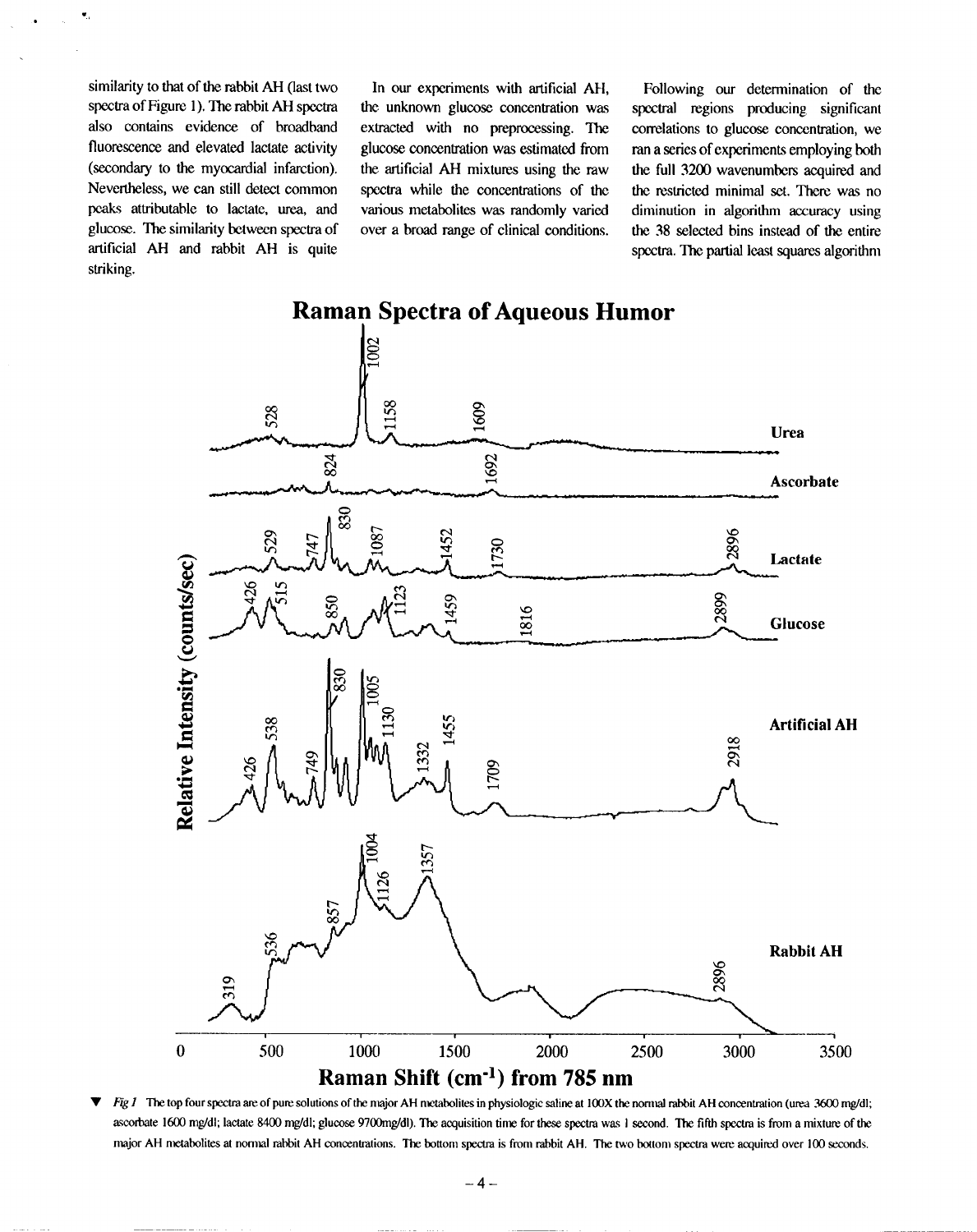similarity to that of the rabbit AH (last two spectra of Figure 1). The rabbit AH spectra also contains evidence of broadband fluorescence and elevated lactate activity (secondary to the myocardial infarction). Nevertheless, we can still detect common peaks attributable to lactate, urea, and glucose. The similarity between spectra of artificial AH and rabbit AH is quite striking.

In our experiments with artificial AH, the unknown glucose concentration was extracted with no preprocessing. The glucose concentration was estimated from the artificial AH mixtures using the raw spectra while the concentrations of the various metabolites was randomly varied over a broad range of clinical conditions.

Following our determination of the spectral regions producing significant correlations to glucose concentration, we ran a series of experiments employing both the full 3200 wavenumbers acquired and the restricted minimal set. There was no diminution in algorithm accuracy using the 38 selected bins instead of the entire spectra. The partial least squares algorithm

**Raman Spectra of Aqueous Humor**

▼ *Fig 1* The top four spectra are of pure solutions of the major AH metabolites in physiologic saline at 100X the normal rabbit AH concentration (urea 3600 mg/dl; ascorbate 1600 mg/dl; lactate 8400 mg/dl; glucose 9700mg/dl). The acquisition time for these spectra was 1 second. The fifth spectra is from a mixture of the major AH metabolites at normal rabbit AH concentrations. The bottom spectra is from rabbit AH. The two bottom spectra were acquired over 100 seconds.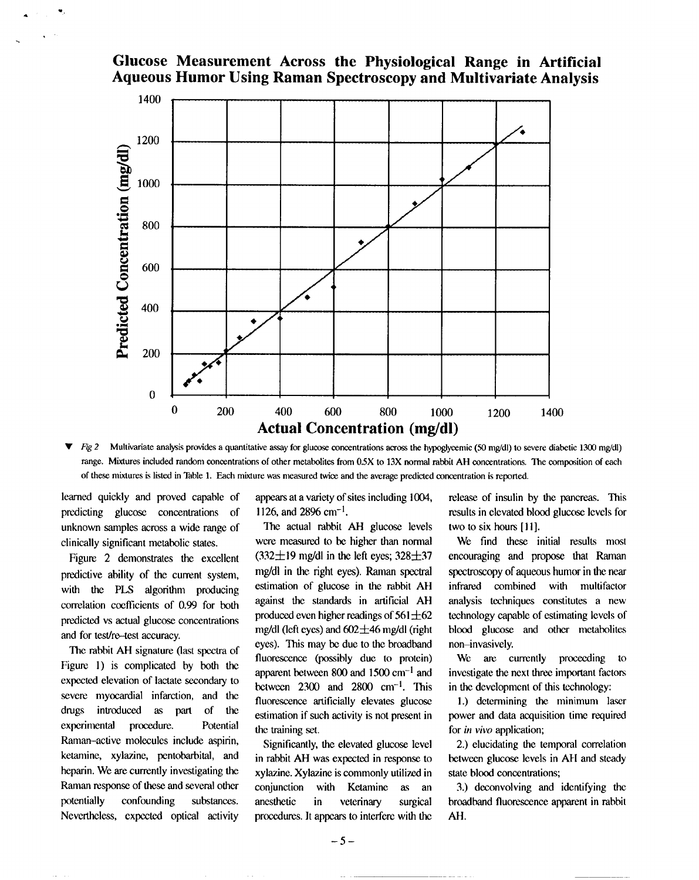**Glucose Measurement Across the Physiological Range in Artificial Aqueous Humor Using Raman Spectroscopy and Multivariate Analysis**

Predicted Concentration (mg/dl)

1400
1200
1000
800
600
400
200
0

0 200 400 600 800 1000 1200 1400

Actual Concentration (mg/dl)

▼ *Fig 2* Multivariate analysis provides a quantitative assay for glucose concentrations across the hypoglycemic (50 mg/dl) to severe diabetic 1300 mg/dl) range. Mixtures included random concentrations of other metabolites from 0.5X to 13X normal rabbit AH concentrations. The composition of each of these mixtures is listed in Table 1. Each mixture was measured twice and the average predicted concentration is reported.

learned quickly and proved capable of predicting glucose concentrations of unknown samples across a wide range of clinically significant metabolic states.

Figure 2 demonstrates the excellent predictive ability of the current system, with the PLS algorithm producing correlation coefficients of 0.99 for both predicted vs actual glucose concentrations and for test/re-test accuracy.

The rabbit AH signature (last spectra of Figure 1) is complicated by both the expected elevation of lactate secondary to severe myocardial infarction, and the drugs introduced as part of the experimental procedure. Potential Raman-active molecules include aspirin, ketamine, xylazine, pentobarbital, and heparin. We are currently investigating the Raman response of these and several other potentially confounding substances. Nevertheless, expected optical activity appears at a variety of sites including 1004, 1126, and 2896 $cm^{-1}$.

The actual rabbit AH glucose levels were measured to be higher than normal (332$\pm$19 mg/dl in the left eyes; 328$\pm$37 mg/dl in the right eyes). Raman spectral estimation of glucose in the rabbit AH against the standards in artificial AH produced even higher readings of 561$\pm$62 mg/dl (left eyes) and 602$\pm$46 mg/dl (right eyes). This may be due to the broadband fluorescence (possibly due to protein) apparent between 800 and 1500 $cm^{-1}$ and between 2300 and 2800 $cm^{-1}$. This fluorescence artificially elevates glucose estimation if such activity is not present in the training set.

Significantly, the elevated glucose level in rabbit AH was expected in response to xylazine. Xylazine is commonly utilized in conjunction with Ketamine as an anesthetic in veterinary surgical procedures. It appears to interfere with the release of insulin by the pancreas. This results in elevated blood glucose levels for two to six hours [11].

We find these initial results most encouraging and propose that Raman spectroscopy of aqueous humor in the near infrared combined with multifactor analysis techniques constitutes a new technology capable of estimating levels of blood glucose and other metabolites non-invasively.

We are currently proceeding to investigate the next three important factors in the development of this technology:

1.) determining the minimum laser power and data acquisition time required for *in vivo* application;

2.) elucidating the temporal correlation between glucose levels in AH and steady state blood concentrations;

3.) deconvolving and identifying the broadband fluorescence apparent in rabbit AH.